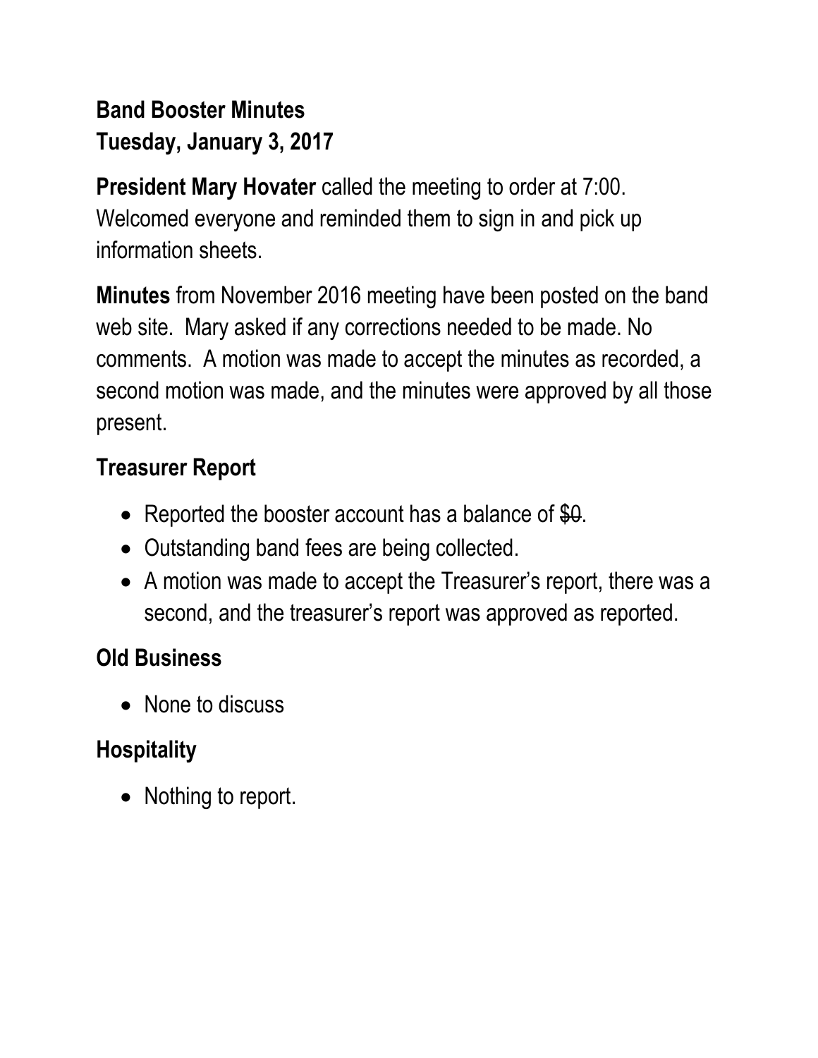# Band Booster Minutes
## Tuesday, January 3, 2017

**President Mary Hovater** called the meeting to order at 7:00. Welcomed everyone and reminded them to sign in and pick up information sheets.

**Minutes** from November 2016 meeting have been posted on the band web site. Mary asked if any corrections needed to be made. No comments. A motion was made to accept the minutes as recorded, a second motion was made, and the minutes were approved by all those present.

### Treasurer Report

- Reported the booster account has a balance of ~~$0~~.
- Outstanding band fees are being collected.
- A motion was made to accept the Treasurer's report, there was a second, and the treasurer's report was approved as reported.

### Old Business

- None to discuss

### Hospitality

- Nothing to report.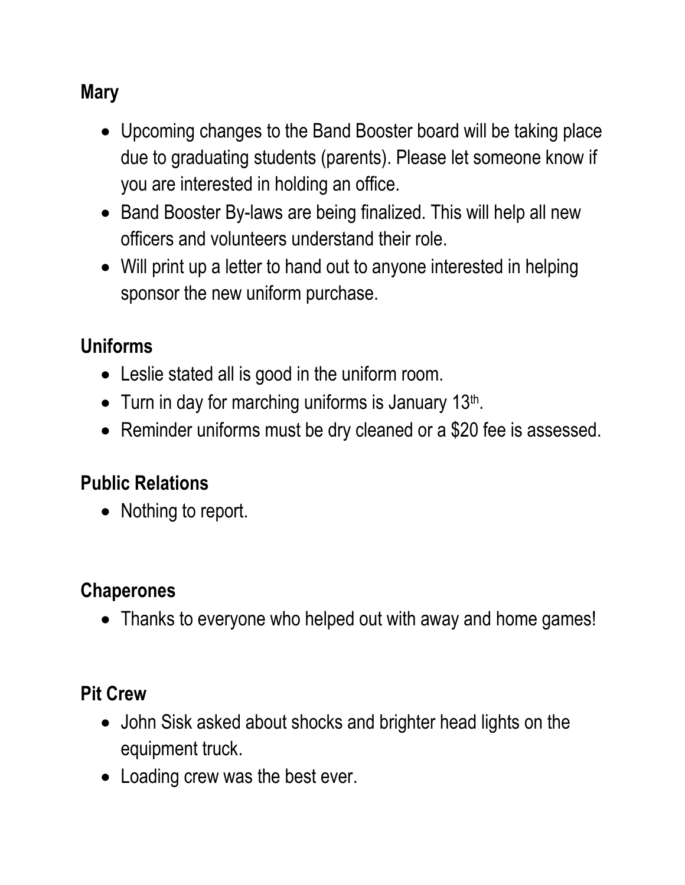**Mary**

- Upcoming changes to the Band Booster board will be taking place due to graduating students (parents). Please let someone know if you are interested in holding an office.
- Band Booster By-laws are being finalized. This will help all new officers and volunteers understand their role.
- Will print up a letter to hand out to anyone interested in helping sponsor the new uniform purchase.

**Uniforms**

- Leslie stated all is good in the uniform room.
- Turn in day for marching uniforms is January 13th.
- Reminder uniforms must be dry cleaned or a $20 fee is assessed.

**Public Relations**

- Nothing to report.

**Chaperones**

- Thanks to everyone who helped out with away and home games!

**Pit Crew**

- John Sisk asked about shocks and brighter head lights on the equipment truck.
- Loading crew was the best ever.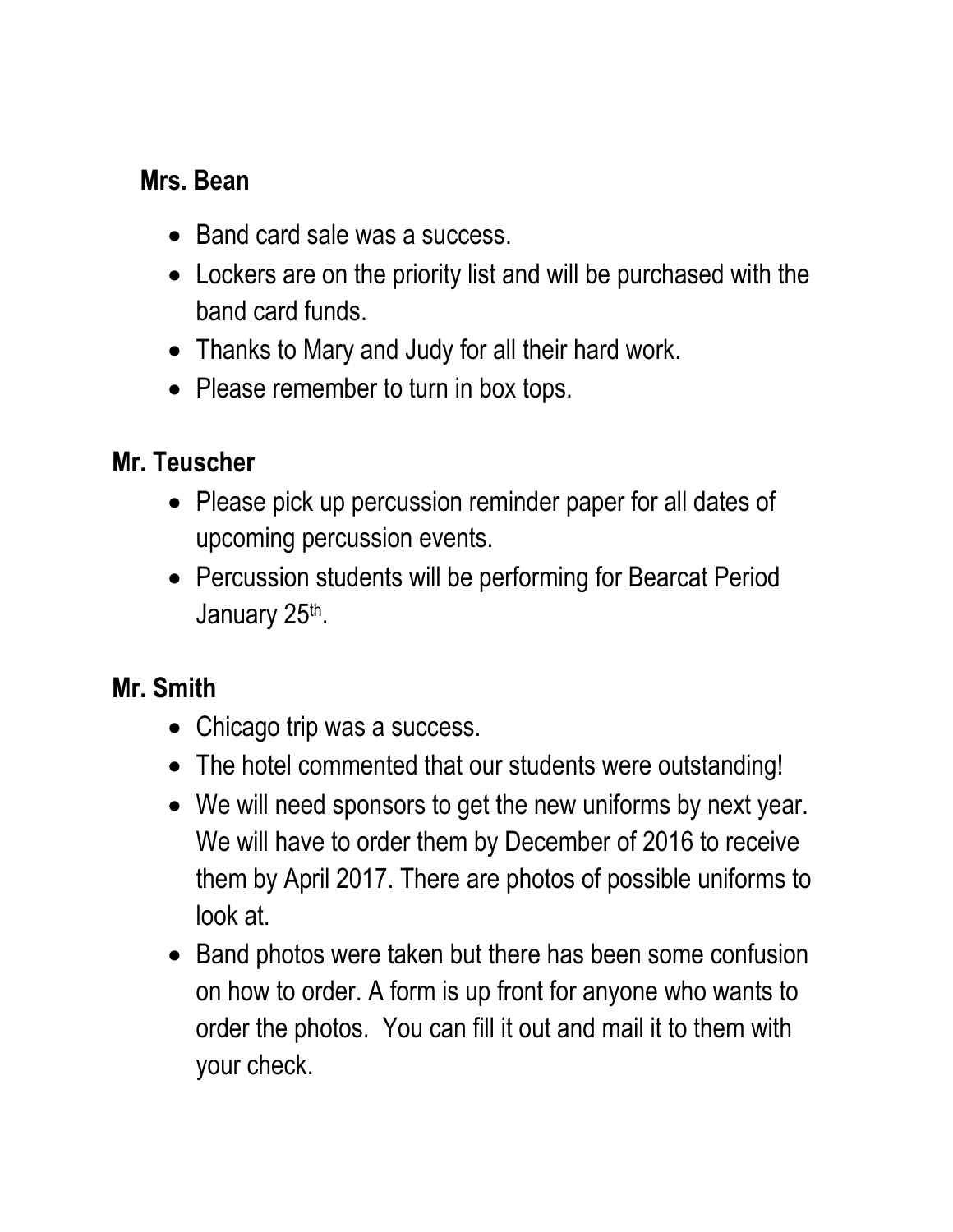**Mrs. Bean**

- Band card sale was a success.
- Lockers are on the priority list and will be purchased with the band card funds.
- Thanks to Mary and Judy for all their hard work.
- Please remember to turn in box tops.

**Mr. Teuscher**

- Please pick up percussion reminder paper for all dates of upcoming percussion events.
- Percussion students will be performing for Bearcat Period January 25th.

**Mr. Smith**

- Chicago trip was a success.
- The hotel commented that our students were outstanding!
- We will need sponsors to get the new uniforms by next year. We will have to order them by December of 2016 to receive them by April 2017. There are photos of possible uniforms to look at.
- Band photos were taken but there has been some confusion on how to order. A form is up front for anyone who wants to order the photos. You can fill it out and mail it to them with your check.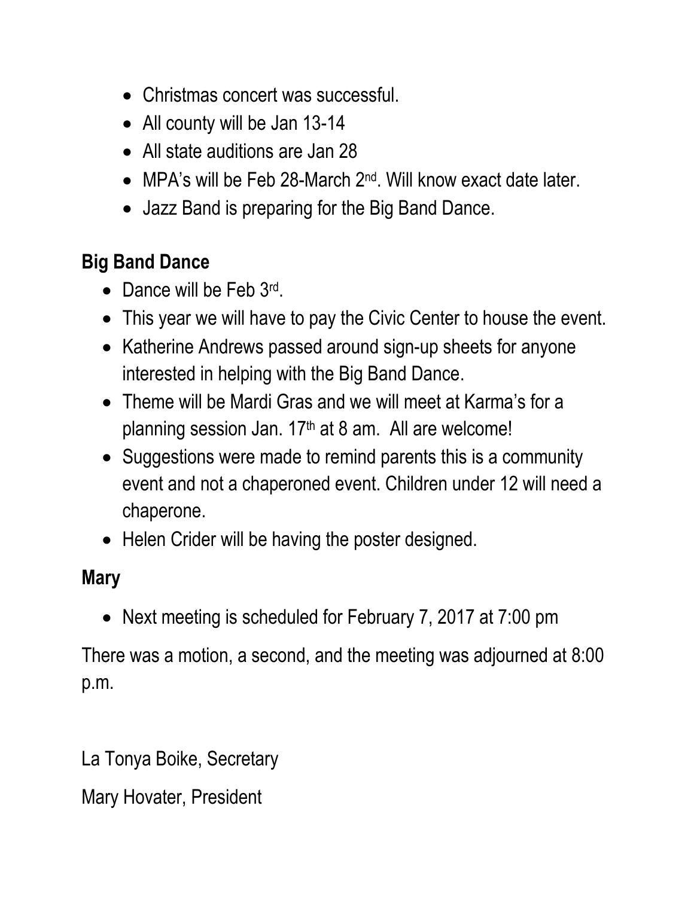- Christmas concert was successful.
- All county will be Jan 13-14
- All state auditions are Jan 28
- MPA's will be Feb 28-March 2nd. Will know exact date later.
- Jazz Band is preparing for the Big Band Dance.

**Big Band Dance**

- Dance will be Feb 3rd.
- This year we will have to pay the Civic Center to house the event.
- Katherine Andrews passed around sign-up sheets for anyone interested in helping with the Big Band Dance.
- Theme will be Mardi Gras and we will meet at Karma's for a planning session Jan. 17th at 8 am. All are welcome!
- Suggestions were made to remind parents this is a community event and not a chaperoned event. Children under 12 will need a chaperone.
- Helen Crider will be having the poster designed.

**Mary**

- Next meeting is scheduled for February 7, 2017 at 7:00 pm

There was a motion, a second, and the meeting was adjourned at 8:00 p.m.

La Tonya Boike, Secretary

Mary Hovater, President